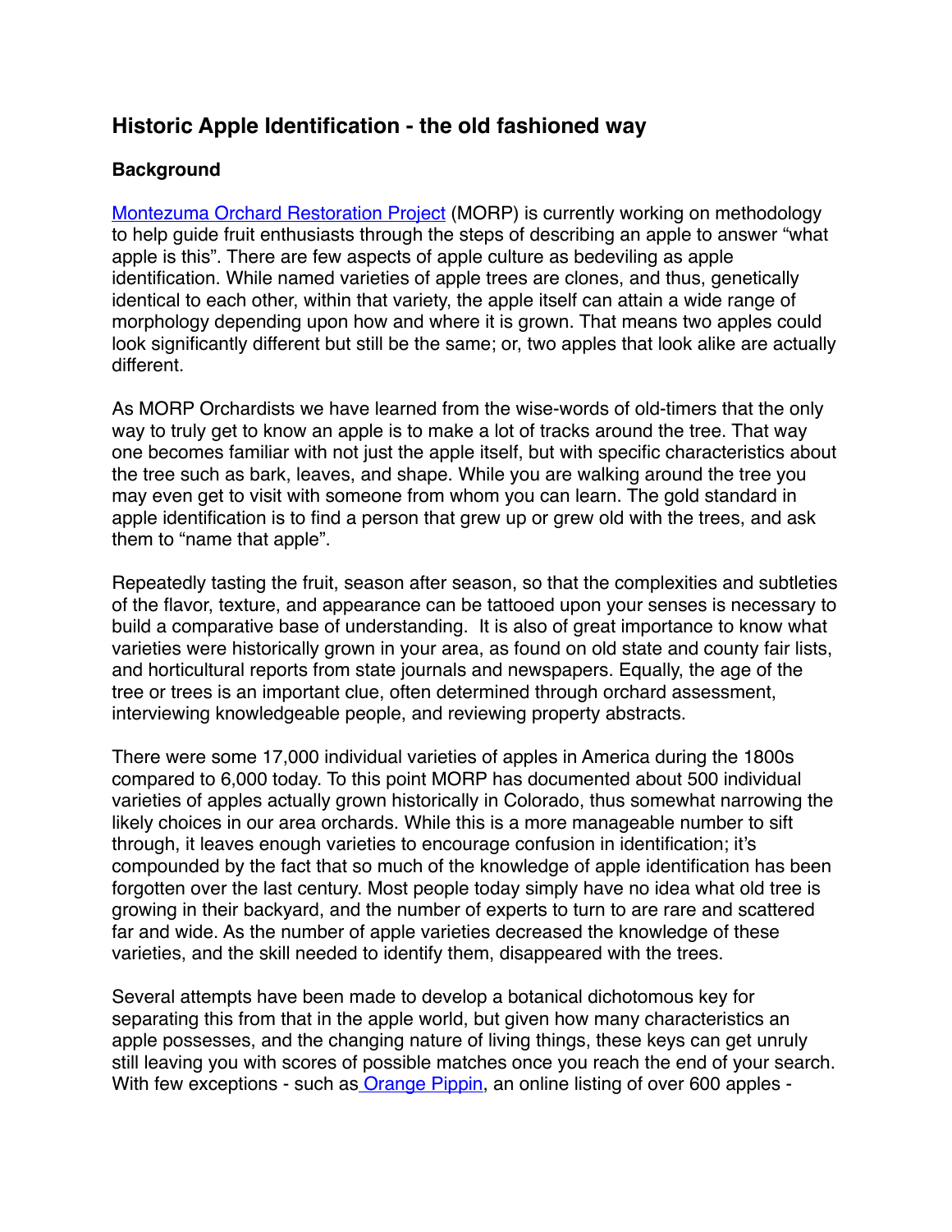## Historic Apple Identification - the old fashioned way

### Background

[Montezuma Orchard Restoration Project](#) (MORP) is currently working on methodology to help guide fruit enthusiasts through the steps of describing an apple to answer "what apple is this". There are few aspects of apple culture as bedeviling as apple identification. While named varieties of apple trees are clones, and thus, genetically identical to each other, within that variety, the apple itself can attain a wide range of morphology depending upon how and where it is grown. That means two apples could look significantly different but still be the same; or, two apples that look alike are actually different.

As MORP Orchardists we have learned from the wise-words of old-timers that the only way to truly get to know an apple is to make a lot of tracks around the tree. That way one becomes familiar with not just the apple itself, but with specific characteristics about the tree such as bark, leaves, and shape. While you are walking around the tree you may even get to visit with someone from whom you can learn. The gold standard in apple identification is to find a person that grew up or grew old with the trees, and ask them to "name that apple".

Repeatedly tasting the fruit, season after season, so that the complexities and subtleties of the flavor, texture, and appearance can be tattooed upon your senses is necessary to build a comparative base of understanding. It is also of great importance to know what varieties were historically grown in your area, as found on old state and county fair lists, and horticultural reports from state journals and newspapers. Equally, the age of the tree or trees is an important clue, often determined through orchard assessment, interviewing knowledgeable people, and reviewing property abstracts.

There were some 17,000 individual varieties of apples in America during the 1800s compared to 6,000 today. To this point MORP has documented about 500 individual varieties of apples actually grown historically in Colorado, thus somewhat narrowing the likely choices in our area orchards. While this is a more manageable number to sift through, it leaves enough varieties to encourage confusion in identification; it's compounded by the fact that so much of the knowledge of apple identification has been forgotten over the last century. Most people today simply have no idea what old tree is growing in their backyard, and the number of experts to turn to are rare and scattered far and wide. As the number of apple varieties decreased the knowledge of these varieties, and the skill needed to identify them, disappeared with the trees.

Several attempts have been made to develop a botanical dichotomous key for separating this from that in the apple world, but given how many characteristics an apple possesses, and the changing nature of living things, these keys can get unruly still leaving you with scores of possible matches once you reach the end of your search. With few exceptions - such as [Orange Pippin](#), an online listing of over 600 apples -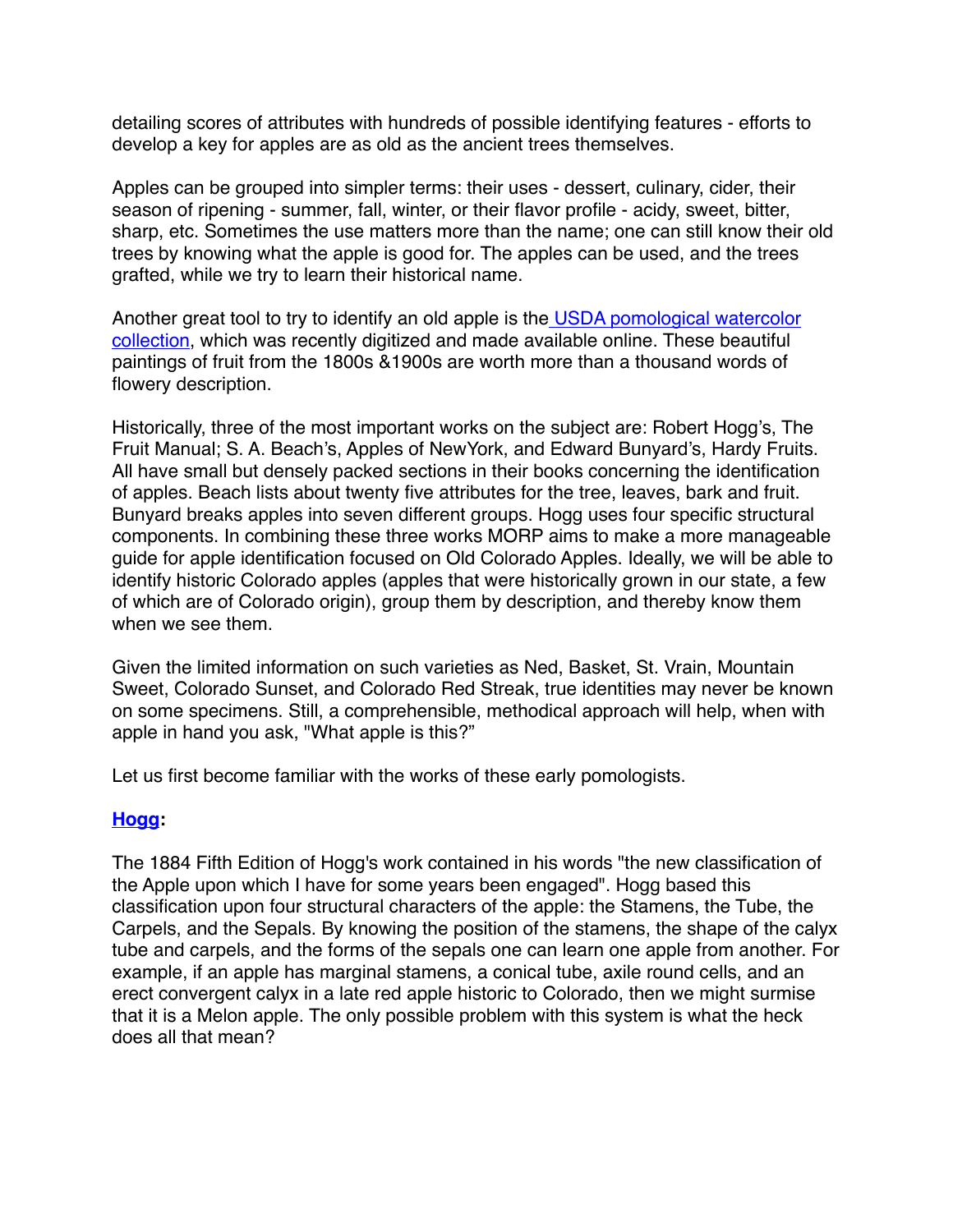detailing scores of attributes with hundreds of possible identifying features - efforts to develop a key for apples are as old as the ancient trees themselves.

Apples can be grouped into simpler terms: their uses - dessert, culinary, cider, their season of ripening - summer, fall, winter, or their flavor profile - acidy, sweet, bitter, sharp, etc. Sometimes the use matters more than the name; one can still know their old trees by knowing what the apple is good for. The apples can be used, and the trees grafted, while we try to learn their historical name.

Another great tool to try to identify an old apple is the USDA pomological watercolor collection, which was recently digitized and made available online. These beautiful paintings of fruit from the 1800s &1900s are worth more than a thousand words of flowery description.

Historically, three of the most important works on the subject are: Robert Hogg's, The Fruit Manual; S. A. Beach's, Apples of NewYork, and Edward Bunyard's, Hardy Fruits. All have small but densely packed sections in their books concerning the identification of apples. Beach lists about twenty five attributes for the tree, leaves, bark and fruit. Bunyard breaks apples into seven different groups. Hogg uses four specific structural components. In combining these three works MORP aims to make a more manageable guide for apple identification focused on Old Colorado Apples. Ideally, we will be able to identify historic Colorado apples (apples that were historically grown in our state, a few of which are of Colorado origin), group them by description, and thereby know them when we see them.

Given the limited information on such varieties as Ned, Basket, St. Vrain, Mountain Sweet, Colorado Sunset, and Colorado Red Streak, true identities may never be known on some specimens. Still, a comprehensible, methodical approach will help, when with apple in hand you ask, "What apple is this?"

Let us first become familiar with the works of these early pomologists.

**Hogg:**

The 1884 Fifth Edition of Hogg's work contained in his words "the new classification of the Apple upon which I have for some years been engaged". Hogg based this classification upon four structural characters of the apple: the Stamens, the Tube, the Carpels, and the Sepals. By knowing the position of the stamens, the shape of the calyx tube and carpels, and the forms of the sepals one can learn one apple from another. For example, if an apple has marginal stamens, a conical tube, axile round cells, and an erect convergent calyx in a late red apple historic to Colorado, then we might surmise that it is a Melon apple. The only possible problem with this system is what the heck does all that mean?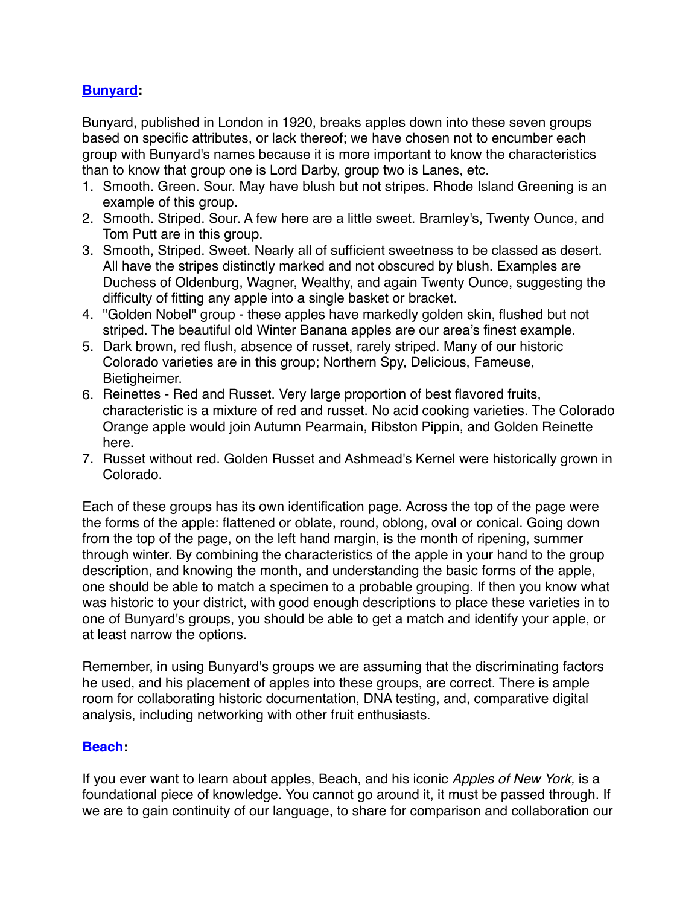## [Bunyard](#):

Bunyard, published in London in 1920, breaks apples down into these seven groups based on specific attributes, or lack thereof; we have chosen not to encumber each group with Bunyard's names because it is more important to know the characteristics than to know that group one is Lord Darby, group two is Lanes, etc.

1. Smooth. Green. Sour. May have blush but not stripes. Rhode Island Greening is an example of this group.
2. Smooth. Striped. Sour. A few here are a little sweet. Bramley's, Twenty Ounce, and Tom Putt are in this group.
3. Smooth, Striped. Sweet. Nearly all of sufficient sweetness to be classed as desert. All have the stripes distinctly marked and not obscured by blush. Examples are Duchess of Oldenburg, Wagner, Wealthy, and again Twenty Ounce, suggesting the difficulty of fitting any apple into a single basket or bracket.
4. "Golden Nobel" group - these apples have markedly golden skin, flushed but not striped. The beautiful old Winter Banana apples are our area's finest example.
5. Dark brown, red flush, absence of russet, rarely striped. Many of our historic Colorado varieties are in this group; Northern Spy, Delicious, Fameuse, Bietigheimer.
6. Reinettes - Red and Russet. Very large proportion of best flavored fruits, characteristic is a mixture of red and russet. No acid cooking varieties. The Colorado Orange apple would join Autumn Pearmain, Ribston Pippin, and Golden Reinette here.
7. Russet without red. Golden Russet and Ashmead's Kernel were historically grown in Colorado.

Each of these groups has its own identification page. Across the top of the page were the forms of the apple: flattened or oblate, round, oblong, oval or conical. Going down from the top of the page, on the left hand margin, is the month of ripening, summer through winter. By combining the characteristics of the apple in your hand to the group description, and knowing the month, and understanding the basic forms of the apple, one should be able to match a specimen to a probable grouping. If then you know what was historic to your district, with good enough descriptions to place these varieties in to one of Bunyard's groups, you should be able to get a match and identify your apple, or at least narrow the options.

Remember, in using Bunyard's groups we are assuming that the discriminating factors he used, and his placement of apples into these groups, are correct. There is ample room for collaborating historic documentation, DNA testing, and, comparative digital analysis, including networking with other fruit enthusiasts.

## [Beach](#):

If you ever want to learn about apples, Beach, and his iconic *Apples of New York,* is a foundational piece of knowledge. You cannot go around it, it must be passed through. If we are to gain continuity of our language, to share for comparison and collaboration our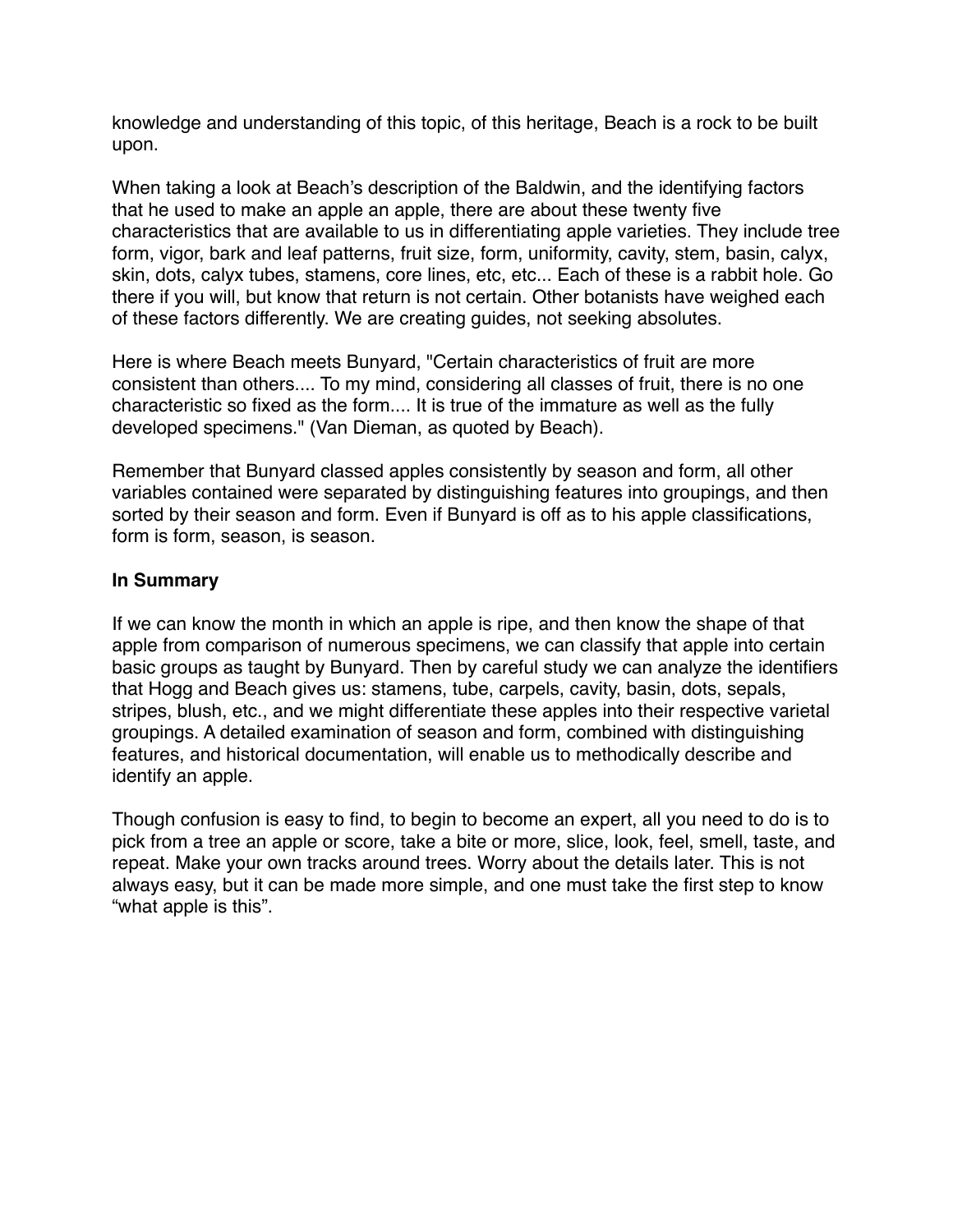knowledge and understanding of this topic, of this heritage, Beach is a rock to be built upon.

When taking a look at Beach's description of the Baldwin, and the identifying factors that he used to make an apple an apple, there are about these twenty five characteristics that are available to us in differentiating apple varieties. They include tree form, vigor, bark and leaf patterns, fruit size, form, uniformity, cavity, stem, basin, calyx, skin, dots, calyx tubes, stamens, core lines, etc, etc... Each of these is a rabbit hole. Go there if you will, but know that return is not certain. Other botanists have weighed each of these factors differently. We are creating guides, not seeking absolutes.

Here is where Beach meets Bunyard, "Certain characteristics of fruit are more consistent than others.... To my mind, considering all classes of fruit, there is no one characteristic so fixed as the form.... It is true of the immature as well as the fully developed specimens." (Van Dieman, as quoted by Beach).

Remember that Bunyard classed apples consistently by season and form, all other variables contained were separated by distinguishing features into groupings, and then sorted by their season and form. Even if Bunyard is off as to his apple classifications, form is form, season, is season.

**In Summary**

If we can know the month in which an apple is ripe, and then know the shape of that apple from comparison of numerous specimens, we can classify that apple into certain basic groups as taught by Bunyard. Then by careful study we can analyze the identifiers that Hogg and Beach gives us: stamens, tube, carpels, cavity, basin, dots, sepals, stripes, blush, etc., and we might differentiate these apples into their respective varietal groupings. A detailed examination of season and form, combined with distinguishing features, and historical documentation, will enable us to methodically describe and identify an apple.

Though confusion is easy to find, to begin to become an expert, all you need to do is to pick from a tree an apple or score, take a bite or more, slice, look, feel, smell, taste, and repeat. Make your own tracks around trees. Worry about the details later. This is not always easy, but it can be made more simple, and one must take the first step to know "what apple is this".